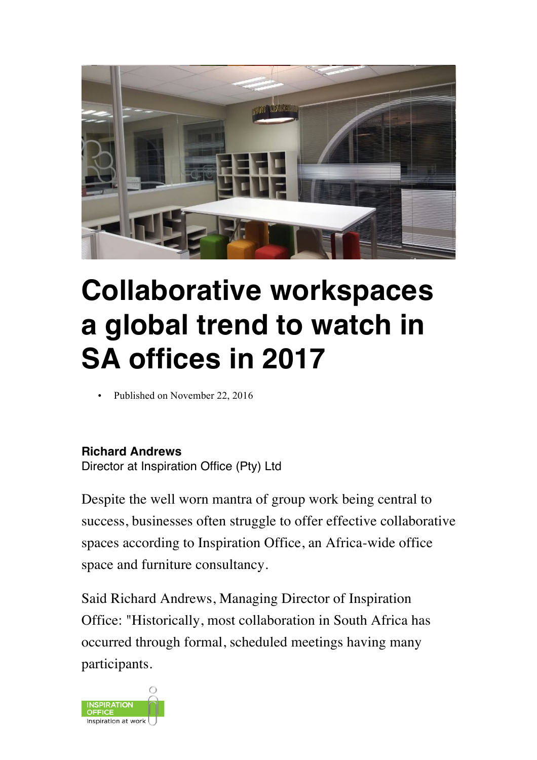# Collaborative workspaces a global trend to watch in SA offices in 2017

- Published on November 22, 2016

**Richard Andrews**
Director at Inspiration Office (Pty) Ltd

Despite the well worn mantra of group work being central to success, businesses often struggle to offer effective collaborative spaces according to Inspiration Office, an Africa-wide office space and furniture consultancy.

Said Richard Andrews, Managing Director of Inspiration Office: "Historically, most collaboration in South Africa has occurred through formal, scheduled meetings having many participants.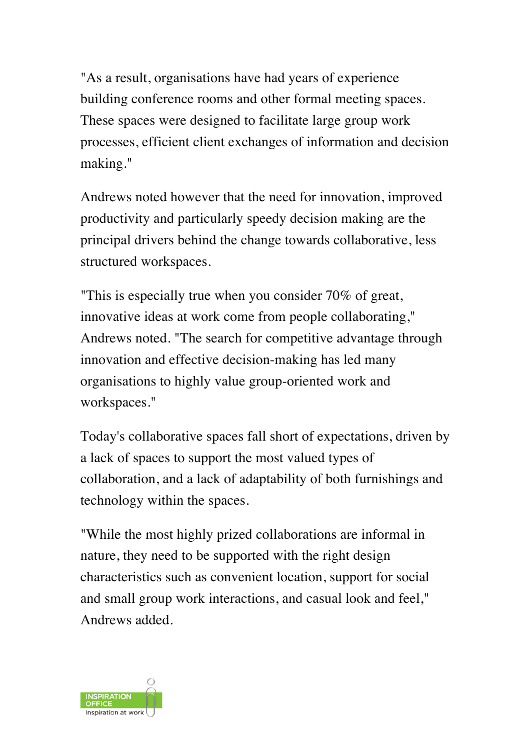"As a result, organisations have had years of experience building conference rooms and other formal meeting spaces. These spaces were designed to facilitate large group work processes, efficient client exchanges of information and decision making."

Andrews noted however that the need for innovation, improved productivity and particularly speedy decision making are the principal drivers behind the change towards collaborative, less structured workspaces.

"This is especially true when you consider 70% of great, innovative ideas at work come from people collaborating," Andrews noted. "The search for competitive advantage through innovation and effective decision-making has led many organisations to highly value group-oriented work and workspaces."

Today's collaborative spaces fall short of expectations, driven by a lack of spaces to support the most valued types of collaboration, and a lack of adaptability of both furnishings and technology within the spaces.

"While the most highly prized collaborations are informal in nature, they need to be supported with the right design characteristics such as convenient location, support for social and small group work interactions, and casual look and feel," Andrews added.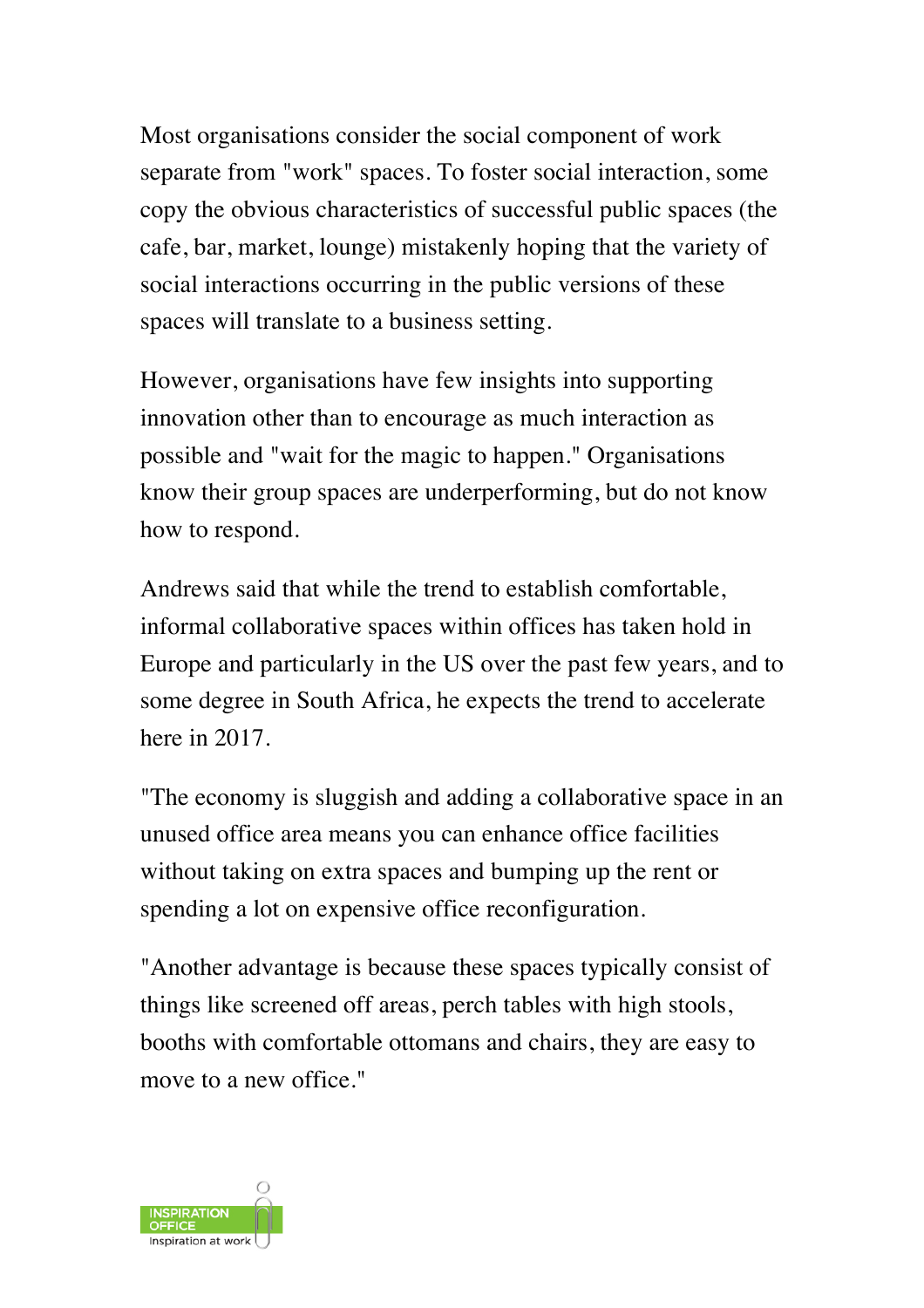Most organisations consider the social component of work separate from "work" spaces. To foster social interaction, some copy the obvious characteristics of successful public spaces (the cafe, bar, market, lounge) mistakenly hoping that the variety of social interactions occurring in the public versions of these spaces will translate to a business setting.

However, organisations have few insights into supporting innovation other than to encourage as much interaction as possible and "wait for the magic to happen." Organisations know their group spaces are underperforming, but do not know how to respond.

Andrews said that while the trend to establish comfortable, informal collaborative spaces within offices has taken hold in Europe and particularly in the US over the past few years, and to some degree in South Africa, he expects the trend to accelerate here in 2017.

"The economy is sluggish and adding a collaborative space in an unused office area means you can enhance office facilities without taking on extra spaces and bumping up the rent or spending a lot on expensive office reconfiguration.

"Another advantage is because these spaces typically consist of things like screened off areas, perch tables with high stools, booths with comfortable ottomans and chairs, they are easy to move to a new office."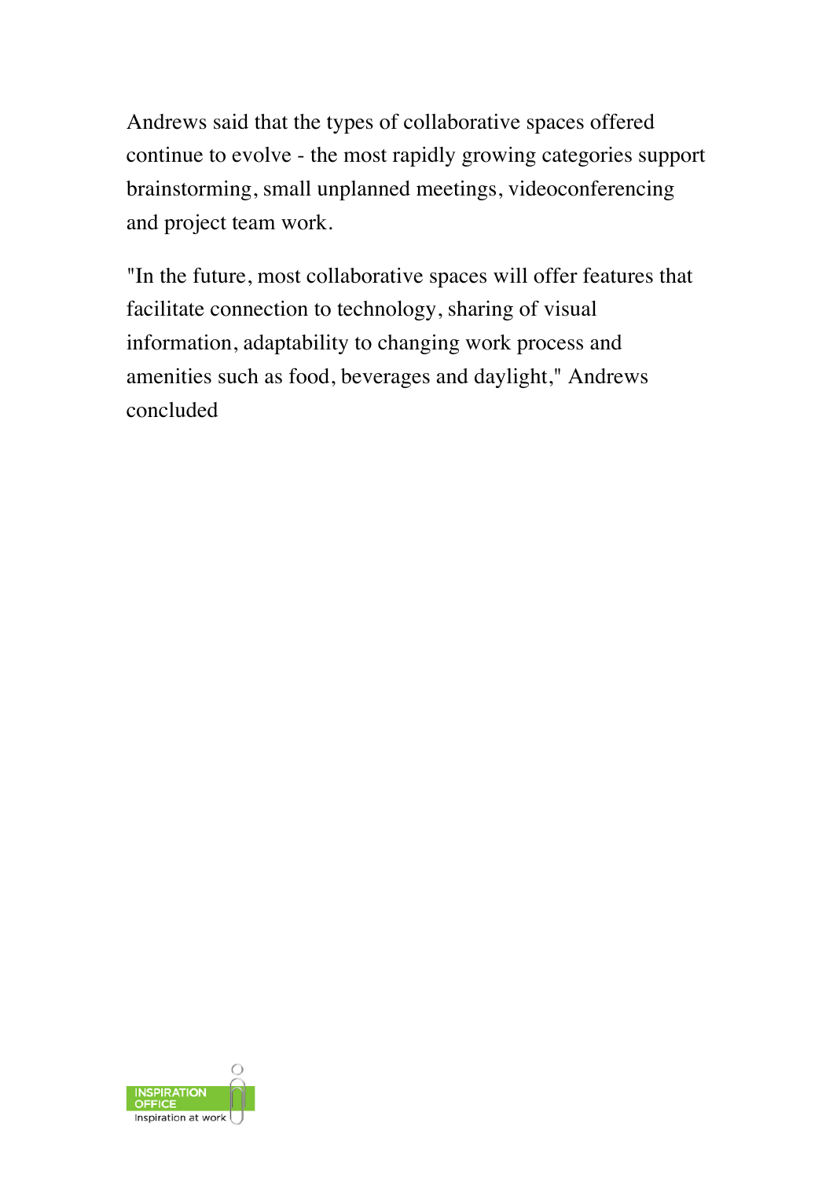Andrews said that the types of collaborative spaces offered continue to evolve - the most rapidly growing categories support brainstorming, small unplanned meetings, videoconferencing and project team work.

"In the future, most collaborative spaces will offer features that facilitate connection to technology, sharing of visual information, adaptability to changing work process and amenities such as food, beverages and daylight," Andrews concluded